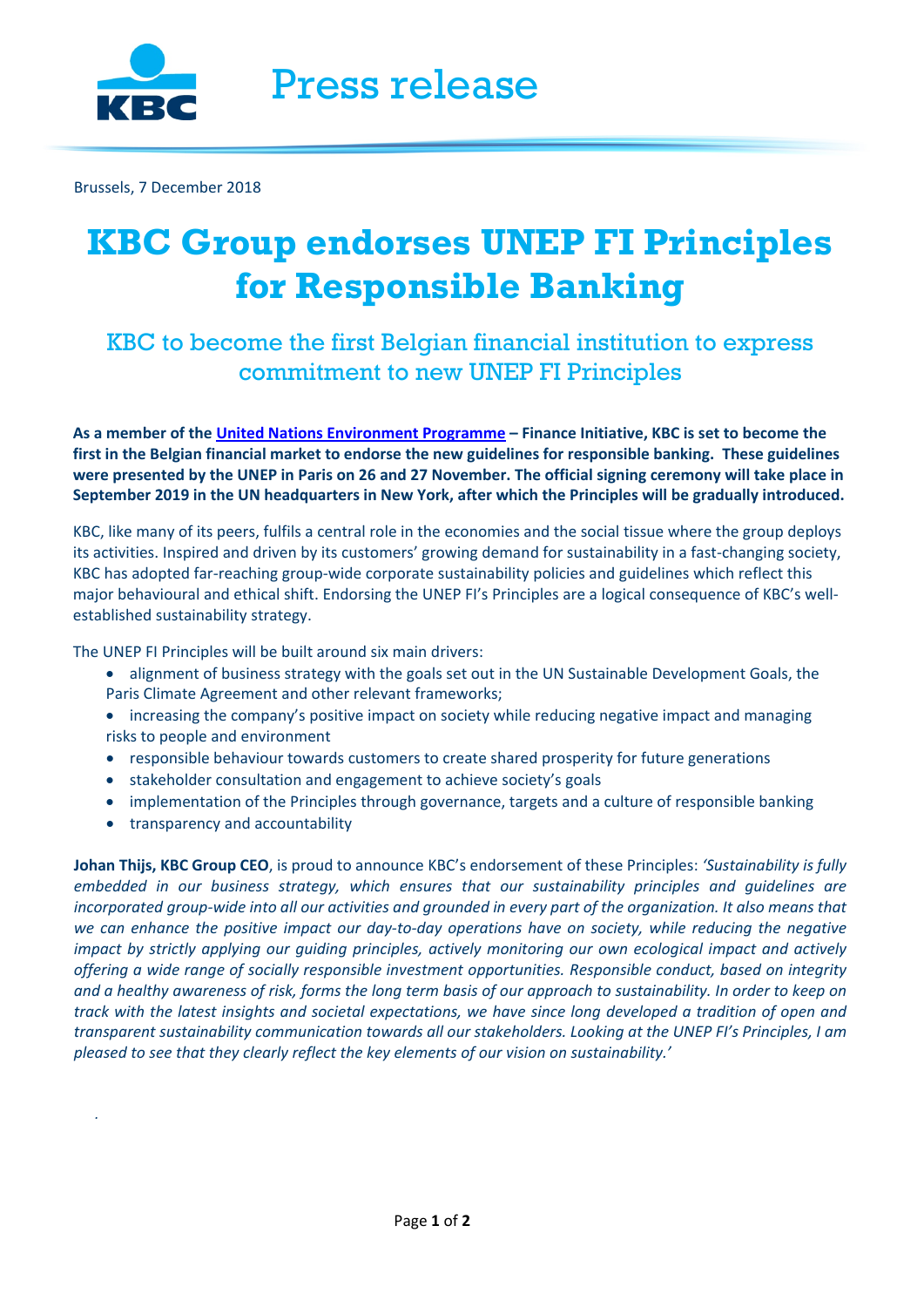Press release

Brussels, 7 December 2018

# KBC Group endorses UNEP FI Principles for Responsible Banking

## KBC to become the first Belgian financial institution to express commitment to new UNEP FI Principles

**As a member of the [United Nations Environment Programme](#) – Finance Initiative, KBC is set to become the first in the Belgian financial market to endorse the new guidelines for responsible banking. These guidelines were presented by the UNEP in Paris on 26 and 27 November. The official signing ceremony will take place in September 2019 in the UN headquarters in New York, after which the Principles will be gradually introduced.**

KBC, like many of its peers, fulfils a central role in the economies and the social tissue where the group deploys its activities. Inspired and driven by its customers' growing demand for sustainability in a fast-changing society, KBC has adopted far-reaching group-wide corporate sustainability policies and guidelines which reflect this major behavioural and ethical shift. Endorsing the UNEP FI's Principles are a logical consequence of KBC's well-established sustainability strategy.

The UNEP FI Principles will be built around six main drivers:

- alignment of business strategy with the goals set out in the UN Sustainable Development Goals, the Paris Climate Agreement and other relevant frameworks;
- increasing the company's positive impact on society while reducing negative impact and managing risks to people and environment
- responsible behaviour towards customers to create shared prosperity for future generations
- stakeholder consultation and engagement to achieve society's goals
- implementation of the Principles through governance, targets and a culture of responsible banking
- transparency and accountability

**Johan Thijs, KBC Group CEO**, is proud to announce KBC's endorsement of these Principles: *'Sustainability is fully embedded in our business strategy, which ensures that our sustainability principles and guidelines are incorporated group-wide into all our activities and grounded in every part of the organization. It also means that we can enhance the positive impact our day-to-day operations have on society, while reducing the negative impact by strictly applying our guiding principles, actively monitoring our own ecological impact and actively offering a wide range of socially responsible investment opportunities. Responsible conduct, based on integrity and a healthy awareness of risk, forms the long term basis of our approach to sustainability. In order to keep on track with the latest insights and societal expectations, we have since long developed a tradition of open and transparent sustainability communication towards all our stakeholders. Looking at the UNEP FI's Principles, I am pleased to see that they clearly reflect the key elements of our vision on sustainability.'*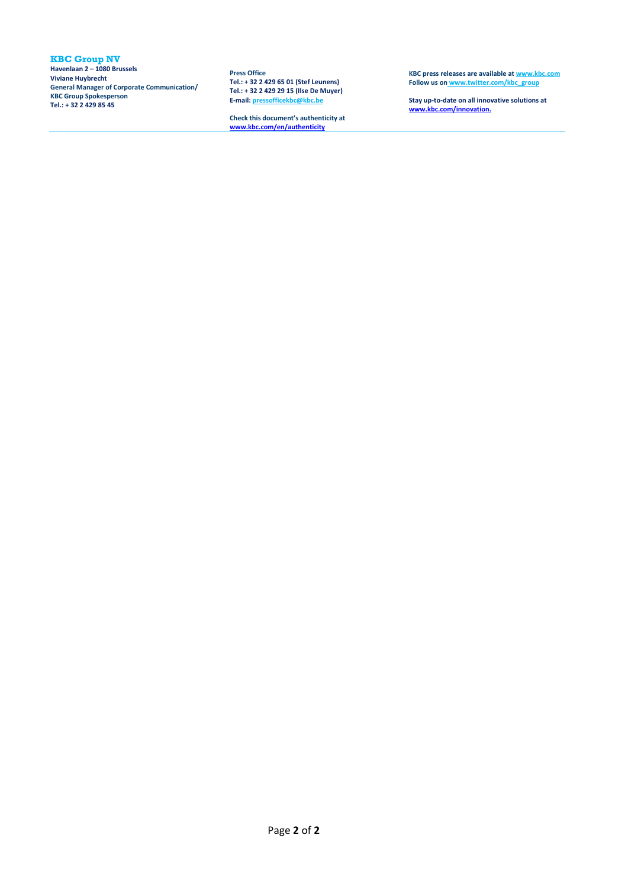**KBC Group NV**
Havenlaan 2 – 1080 Brussels
Viviane Huybrecht
General Manager of Corporate Communication/
KBC Group Spokesperson
Tel.: + 32 2 429 85 45

Press Office
Tel.: + 32 2 429 65 01 (Stef Leunens)
Tel.: + 32 2 429 29 15 (Ilse De Muyer)
E-mail: pressofficekbc@kbc.be

Check this document's authenticity at
www.kbc.com/en/authenticity

KBC press releases are available at www.kbc.com
Follow us on www.twitter.com/kbc_group

Stay up-to-date on all innovative solutions at
www.kbc.com/innovation.